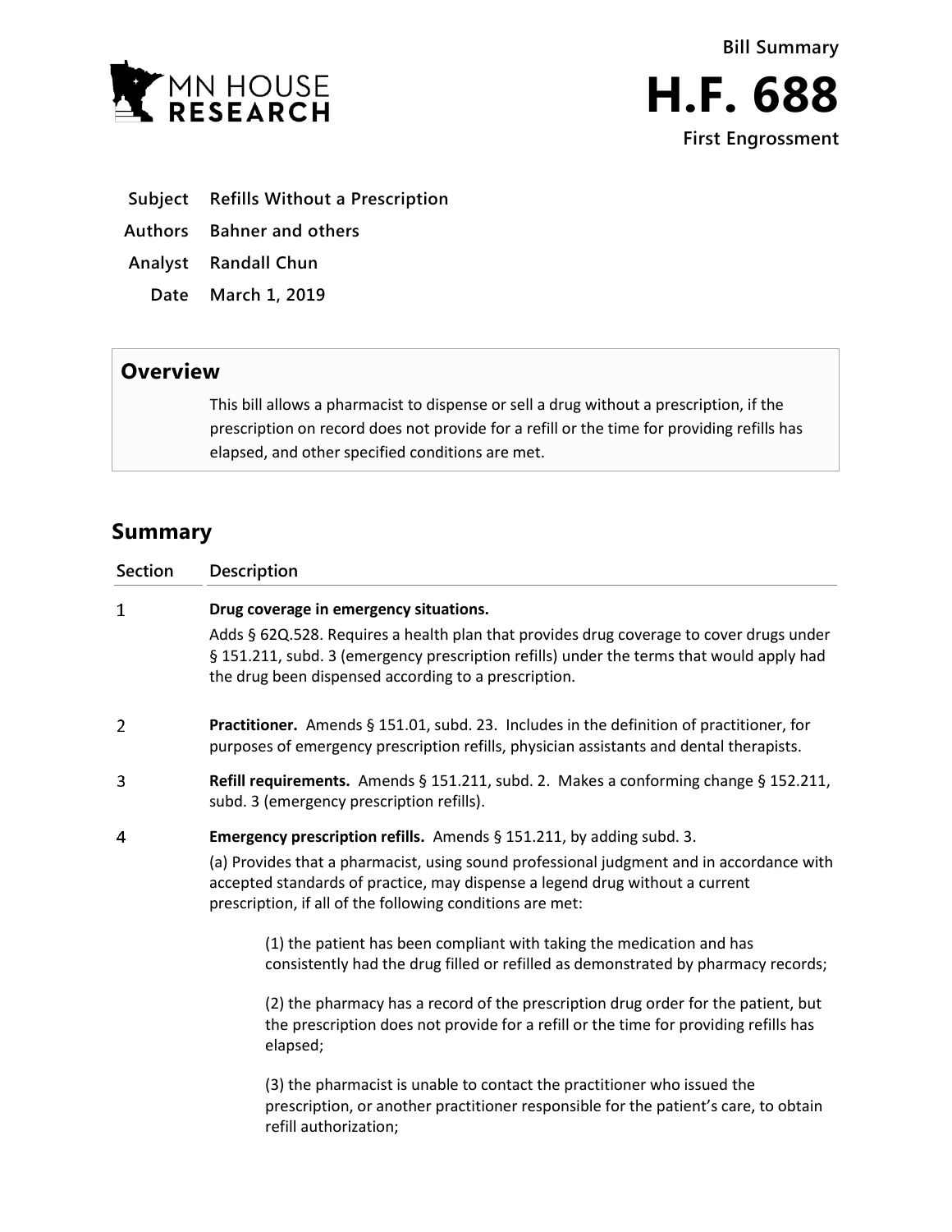Bill Summary

# H.F. 688

**First Engrossment**

| | |
|---|---|
| **Subject** | **Refills Without a Prescription** |
| **Authors** | **Bahner and others** |
| **Analyst** | **Randall Chun** |
| **Date** | **March 1, 2019** |

## Overview

This bill allows a pharmacist to dispense or sell a drug without a prescription, if the prescription on record does not provide for a refill or the time for providing refills has elapsed, and other specified conditions are met.

## Summary

| Section | Description |
|---|---|
| 1 | **Drug coverage in emergency situations.**<br>Adds § 62Q.528. Requires a health plan that provides drug coverage to cover drugs under § 151.211, subd. 3 (emergency prescription refills) under the terms that would apply had the drug been dispensed according to a prescription. |
| 2 | **Practitioner.** Amends § 151.01, subd. 23. Includes in the definition of practitioner, for purposes of emergency prescription refills, physician assistants and dental therapists. |
| 3 | **Refill requirements.** Amends § 151.211, subd. 2. Makes a conforming change § 152.211, subd. 3 (emergency prescription refills). |
| 4 | **Emergency prescription refills.** Amends § 151.211, by adding subd. 3.<br>(a) Provides that a pharmacist, using sound professional judgment and in accordance with accepted standards of practice, may dispense a legend drug without a current prescription, if all of the following conditions are met:<br>(1) the patient has been compliant with taking the medication and has consistently had the drug filled or refilled as demonstrated by pharmacy records;<br>(2) the pharmacy has a record of the prescription drug order for the patient, but the prescription does not provide for a refill or the time for providing refills has elapsed;<br>(3) the pharmacist is unable to contact the practitioner who issued the prescription, or another practitioner responsible for the patient's care, to obtain refill authorization; |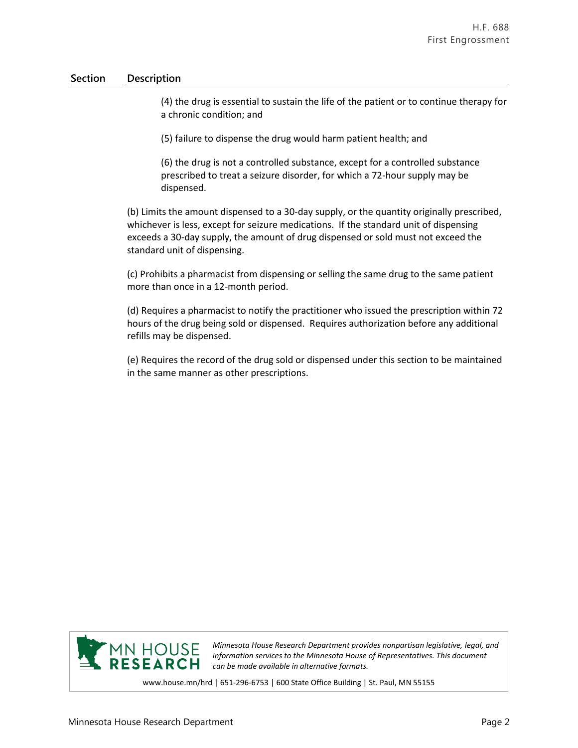| Section | Description |
|---|---|
| | (4) the drug is essential to sustain the life of the patient or to continue therapy for a chronic condition; and<br><br>(5) failure to dispense the drug would harm patient health; and<br><br>(6) the drug is not a controlled substance, except for a controlled substance prescribed to treat a seizure disorder, for which a 72-hour supply may be dispensed.<br><br>(b) Limits the amount dispensed to a 30-day supply, or the quantity originally prescribed, whichever is less, except for seizure medications. If the standard unit of dispensing exceeds a 30-day supply, the amount of drug dispensed or sold must not exceed the standard unit of dispensing.<br><br>(c) Prohibits a pharmacist from dispensing or selling the same drug to the same patient more than once in a 12-month period.<br><br>(d) Requires a pharmacist to notify the practitioner who issued the prescription within 72 hours of the drug being sold or dispensed. Requires authorization before any additional refills may be dispensed.<br><br>(e) Requires the record of the drug sold or dispensed under this section to be maintained in the same manner as other prescriptions. |

MN HOUSE RESEARCH

*Minnesota House Research Department provides nonpartisan legislative, legal, and information services to the Minnesota House of Representatives. This document can be made available in alternative formats.*

www.house.mn/hrd | 651-296-6753 | 600 State Office Building | St. Paul, MN 55155